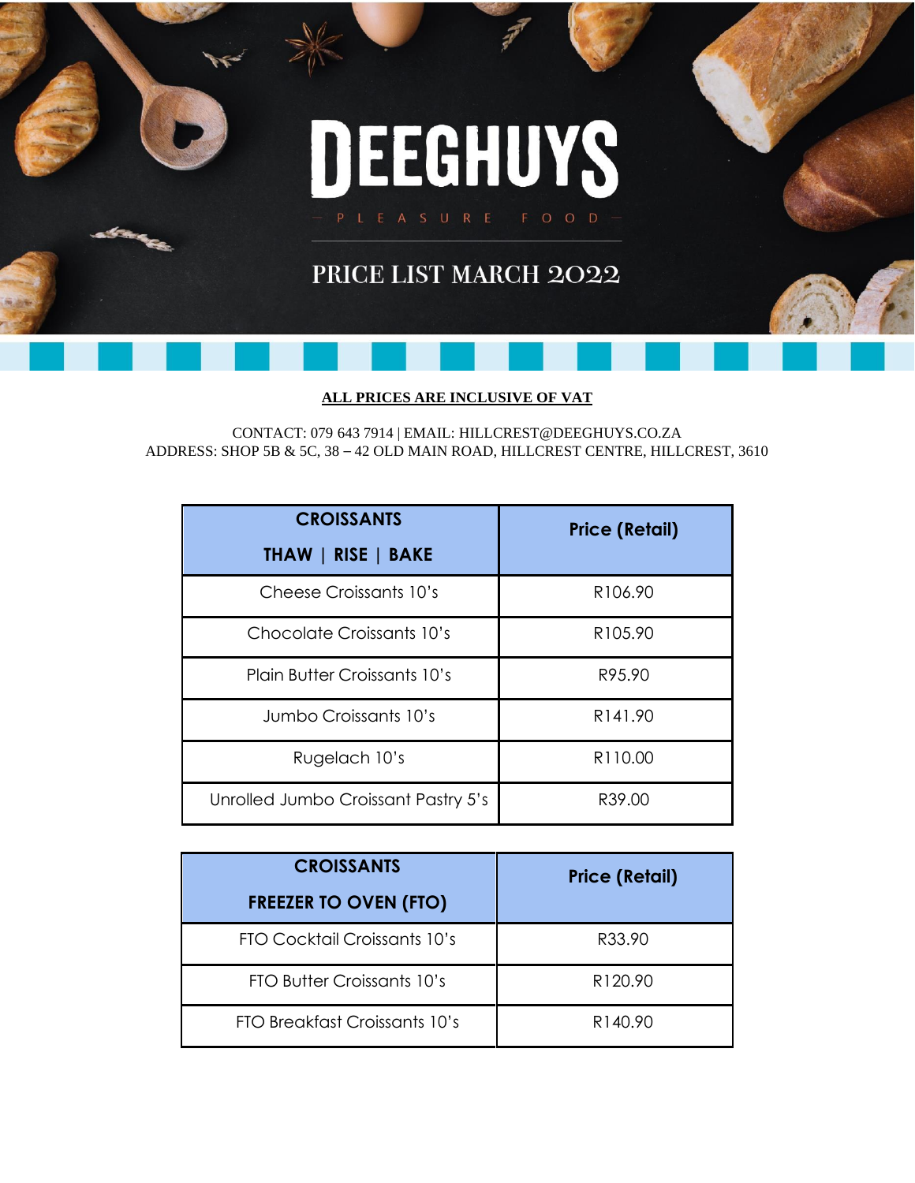# DEEGHUYS

PLEASURE FOOD

## PRICE LIST MARCH 2022

**ALL PRICES ARE INCLUSIVE OF VAT**

CONTACT: 079 643 7914 | EMAIL: HILLCREST@DEEGHUYS.CO.ZA
ADDRESS: SHOP 5B & 5C, 38 – 42 OLD MAIN ROAD, HILLCREST CENTRE, HILLCREST, 3610

| CROISSANTS THAW \| RISE \| BAKE | Price (Retail) |
|---|---|
| Cheese Croissants 10's | R106.90 |
| Chocolate Croissants 10's | R105.90 |
| Plain Butter Croissants 10's | R95.90 |
| Jumbo Croissants 10's | R141.90 |
| Rugelach 10's | R110.00 |
| Unrolled Jumbo Croissant Pastry 5's | R39.00 |

| CROISSANTS FREEZER TO OVEN (FTO) | Price (Retail) |
|---|---|
| FTO Cocktail Croissants 10's | R33.90 |
| FTO Butter Croissants 10's | R120.90 |
| FTO Breakfast Croissants 10's | R140.90 |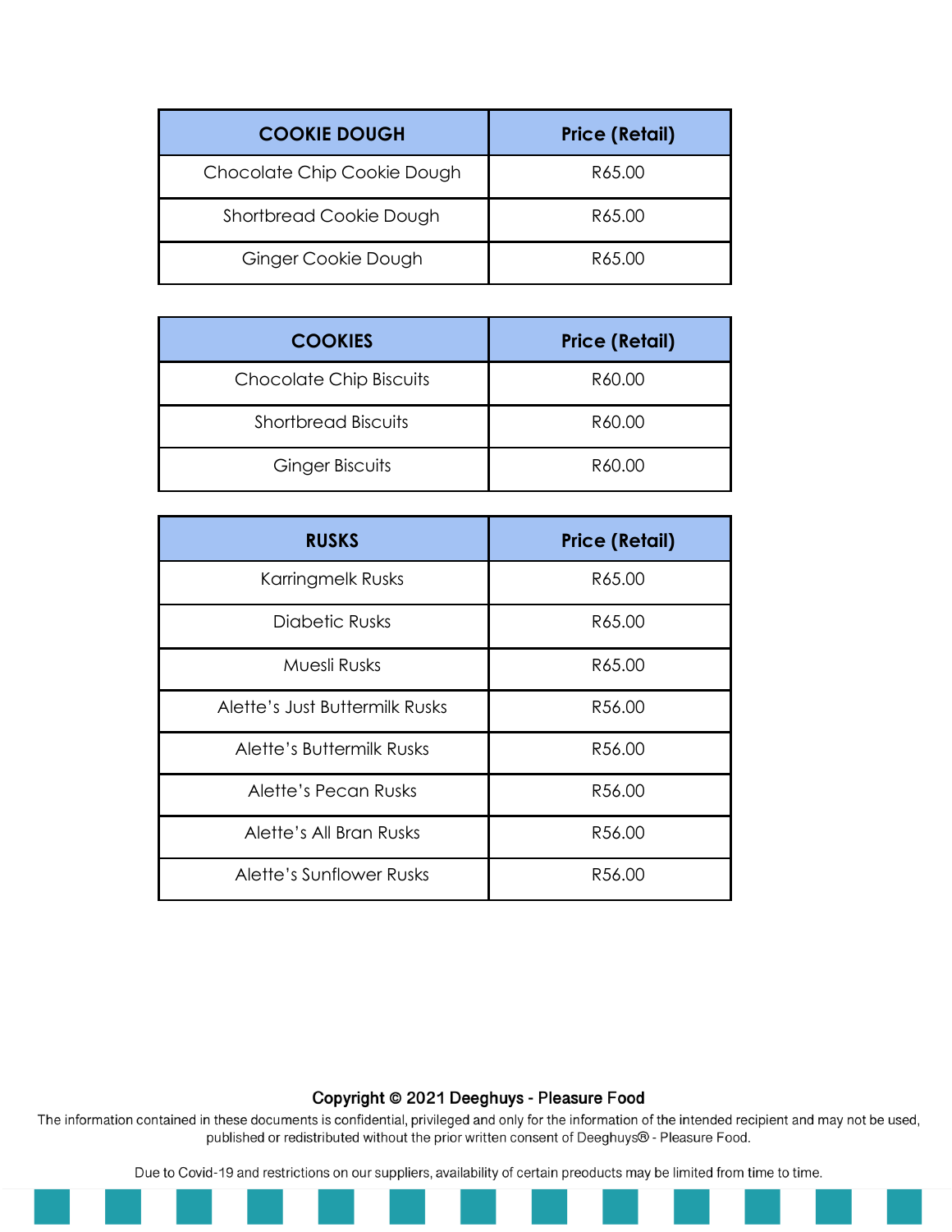| COOKIE DOUGH | Price (Retail) |
| --- | --- |
| Chocolate Chip Cookie Dough | R65.00 |
| Shortbread Cookie Dough | R65.00 |
| Ginger Cookie Dough | R65.00 |

| COOKIES | Price (Retail) |
| --- | --- |
| Chocolate Chip Biscuits | R60.00 |
| Shortbread Biscuits | R60.00 |
| Ginger Biscuits | R60.00 |

| RUSKS | Price (Retail) |
| --- | --- |
| Karringmelk Rusks | R65.00 |
| Diabetic Rusks | R65.00 |
| Muesli Rusks | R65.00 |
| Alette's Just Buttermilk Rusks | R56.00 |
| Alette's Buttermilk Rusks | R56.00 |
| Alette's Pecan Rusks | R56.00 |
| Alette's All Bran Rusks | R56.00 |
| Alette's Sunflower Rusks | R56.00 |

**Copyright © 2021 Deeghuys - Pleasure Food**

The information contained in these documents is confidential, privileged and only for the information of the intended recipient and may not be used, published or redistributed without the prior written consent of Deeghuys® - Pleasure Food.

Due to Covid-19 and restrictions on our suppliers, availability of certain preoducts may be limited from time to time.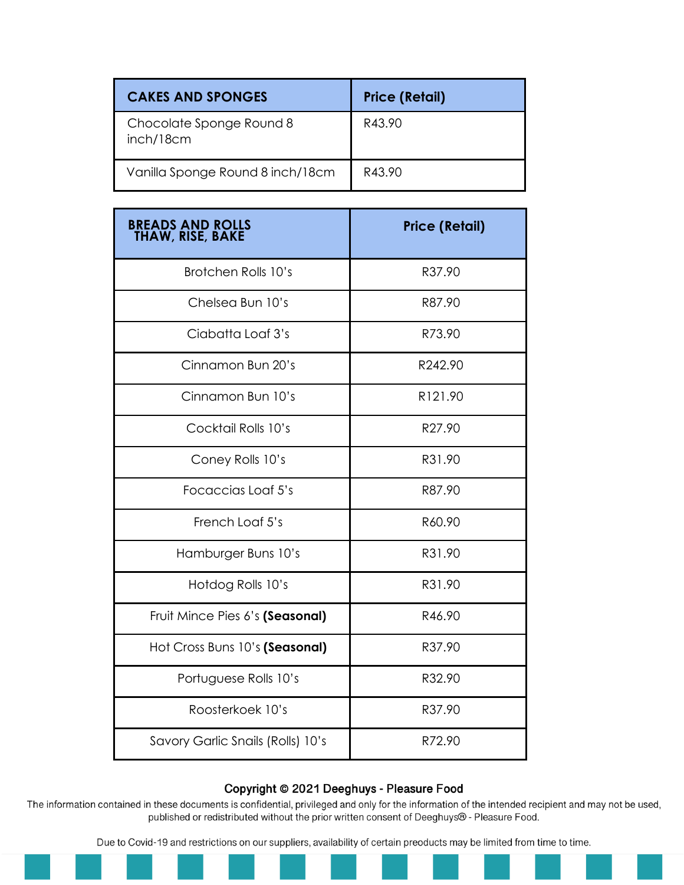| CAKES AND SPONGES | Price (Retail) |
| --- | --- |
| Chocolate Sponge Round 8 inch/18cm | R43.90 |
| Vanilla Sponge Round 8 inch/18cm | R43.90 |

| BREADS AND ROLLS THAW, RISE, BAKE | Price (Retail) |
| --- | --- |
| Brotchen Rolls 10's | R37.90 |
| Chelsea Bun 10's | R87.90 |
| Ciabatta Loaf 3's | R73.90 |
| Cinnamon Bun 20's | R242.90 |
| Cinnamon Bun 10's | R121.90 |
| Cocktail Rolls 10's | R27.90 |
| Coney Rolls 10's | R31.90 |
| Focaccias Loaf 5's | R87.90 |
| French Loaf 5's | R60.90 |
| Hamburger Buns 10's | R31.90 |
| Hotdog Rolls 10's | R31.90 |
| Fruit Mince Pies 6's **(Seasonal)** | R46.90 |
| Hot Cross Buns 10's **(Seasonal)** | R37.90 |
| Portuguese Rolls 10's | R32.90 |
| Roosterkoek 10's | R37.90 |
| Savory Garlic Snails (Rolls) 10's | R72.90 |

**Copyright © 2021 Deeghuys - Pleasure Food**

The information contained in these documents is confidential, privileged and only for the information of the intended recipient and may not be used, published or redistributed without the prior written consent of Deeghuys® - Pleasure Food.

Due to Covid-19 and restrictions on our suppliers, availability of certain preoducts may be limited from time to time.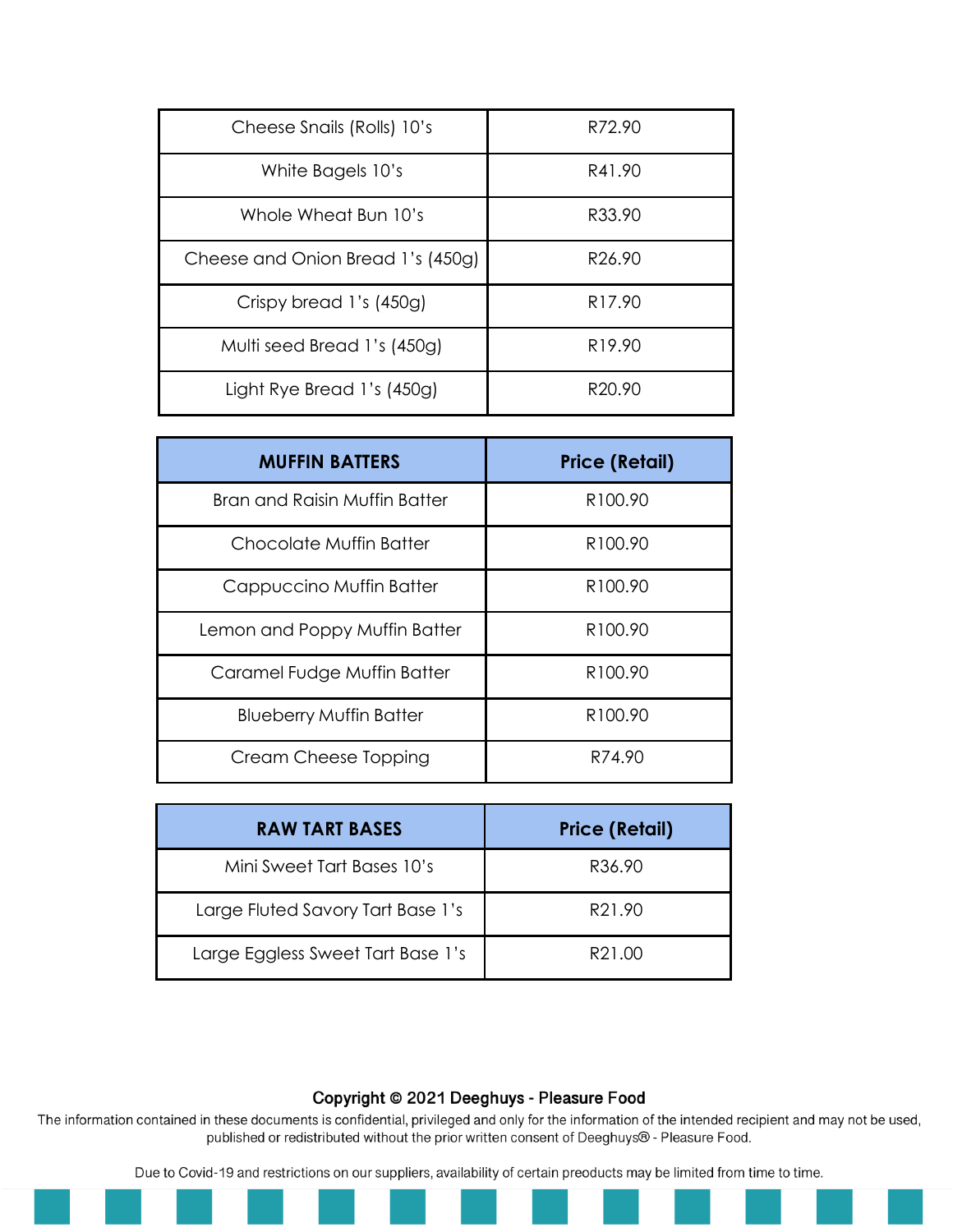| | |
|---|---|
| Cheese Snails (Rolls) 10's | R72.90 |
| White Bagels 10's | R41.90 |
| Whole Wheat Bun 10's | R33.90 |
| Cheese and Onion Bread 1's (450g) | R26.90 |
| Crispy bread 1's (450g) | R17.90 |
| Multi seed Bread 1's (450g) | R19.90 |
| Light Rye Bread 1's (450g) | R20.90 |

| MUFFIN BATTERS | Price (Retail) |
|---|---|
| Bran and Raisin Muffin Batter | R100.90 |
| Chocolate Muffin Batter | R100.90 |
| Cappuccino Muffin Batter | R100.90 |
| Lemon and Poppy Muffin Batter | R100.90 |
| Caramel Fudge Muffin Batter | R100.90 |
| Blueberry Muffin Batter | R100.90 |
| Cream Cheese Topping | R74.90 |

| RAW TART BASES | Price (Retail) |
|---|---|
| Mini Sweet Tart Bases 10's | R36.90 |
| Large Fluted Savory Tart Base 1's | R21.90 |
| Large Eggless Sweet Tart Base 1's | R21.00 |

**Copyright © 2021 Deeghuys - Pleasure Food**

The information contained in these documents is confidential, privileged and only for the information of the intended recipient and may not be used, published or redistributed without the prior written consent of Deeghuys® - Pleasure Food.

Due to Covid-19 and restrictions on our suppliers, availability of certain preoducts may be limited from time to time.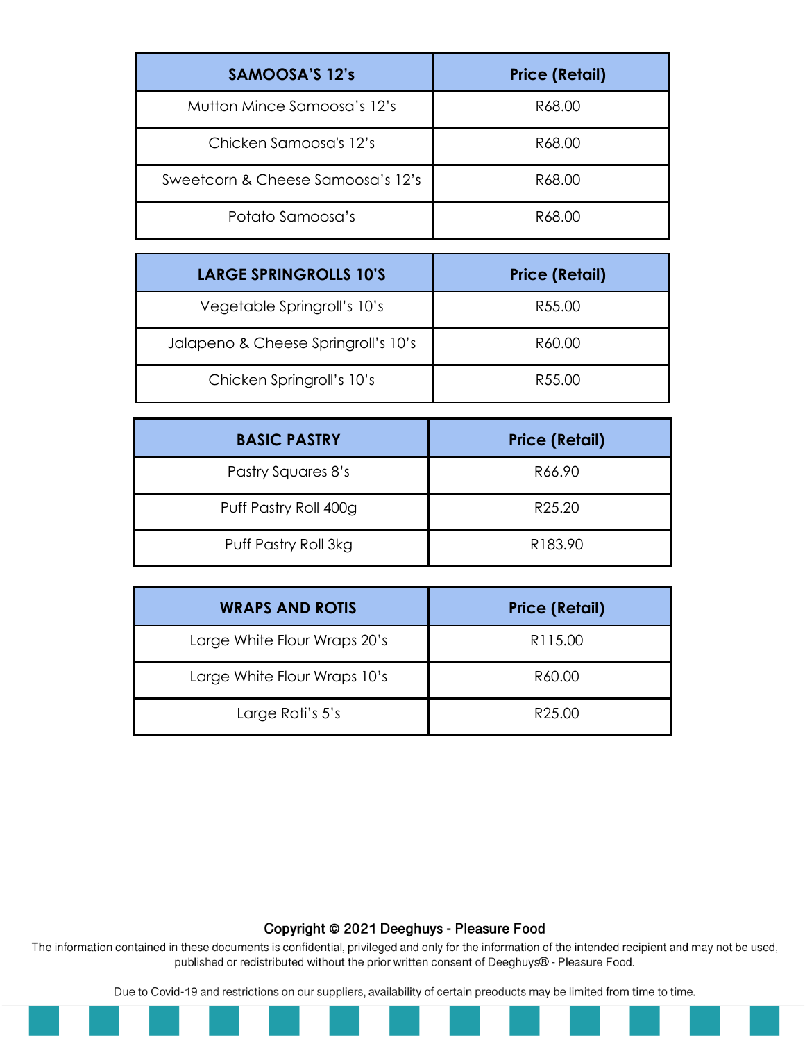| SAMOOSA'S 12's | Price (Retail) |
| --- | --- |
| Mutton Mince Samoosa's 12's | R68.00 |
| Chicken Samoosa's 12's | R68.00 |
| Sweetcorn & Cheese Samoosa's 12's | R68.00 |
| Potato Samoosa's | R68.00 |

| LARGE SPRINGROLLS 10'S | Price (Retail) |
| --- | --- |
| Vegetable Springroll's 10's | R55.00 |
| Jalapeno & Cheese Springroll's 10's | R60.00 |
| Chicken Springroll's 10's | R55.00 |

| BASIC PASTRY | Price (Retail) |
| --- | --- |
| Pastry Squares 8's | R66.90 |
| Puff Pastry Roll 400g | R25.20 |
| Puff Pastry Roll 3kg | R183.90 |

| WRAPS AND ROTIS | Price (Retail) |
| --- | --- |
| Large White Flour Wraps 20's | R115.00 |
| Large White Flour Wraps 10's | R60.00 |
| Large Roti's 5's | R25.00 |

**Copyright © 2021 Deeghuys - Pleasure Food**

The information contained in these documents is confidential, privileged and only for the information of the intended recipient and may not be used, published or redistributed without the prior written consent of Deeghuys® - Pleasure Food.

Due to Covid-19 and restrictions on our suppliers, availability of certain preoducts may be limited from time to time.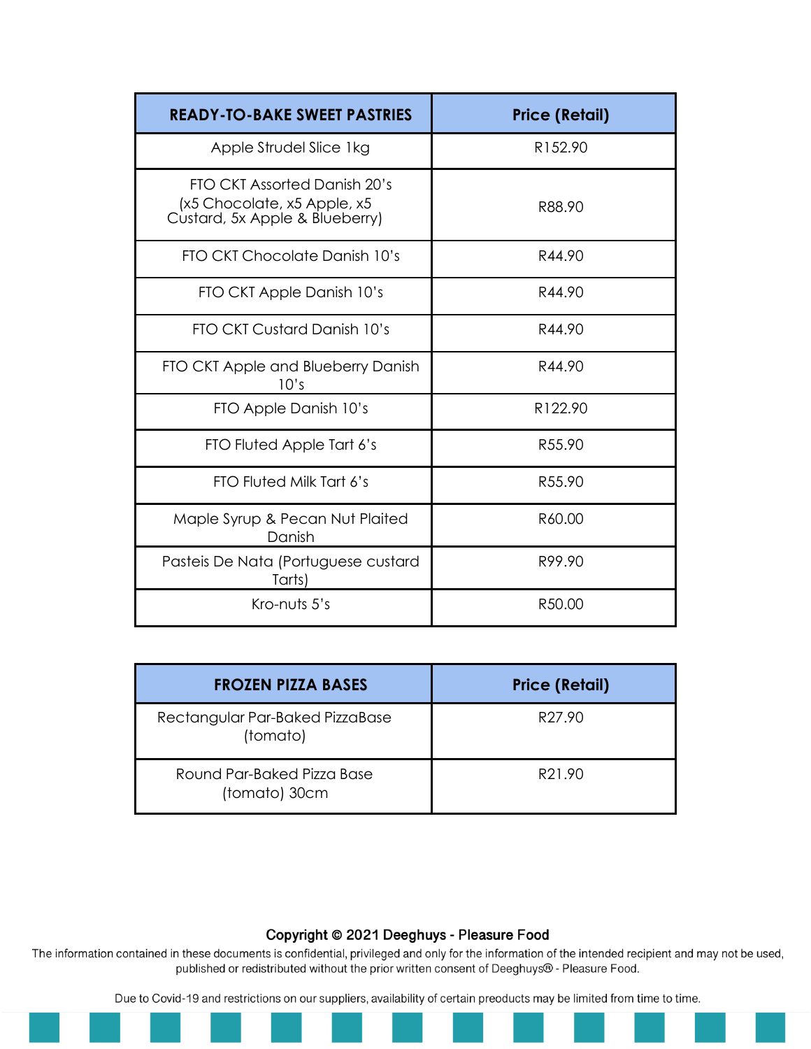| READY-TO-BAKE SWEET PASTRIES | Price (Retail) |
|---|---|
| Apple Strudel Slice 1kg | R152.90 |
| FTO CKT Assorted Danish 20's (x5 Chocolate, x5 Apple, x5 Custard, 5x Apple & Blueberry) | R88.90 |
| FTO CKT Chocolate Danish 10's | R44.90 |
| FTO CKT Apple Danish 10's | R44.90 |
| FTO CKT Custard Danish 10's | R44.90 |
| FTO CKT Apple and Blueberry Danish 10's | R44.90 |
| FTO Apple Danish 10's | R122.90 |
| FTO Fluted Apple Tart 6's | R55.90 |
| FTO Fluted Milk Tart 6's | R55.90 |
| Maple Syrup & Pecan Nut Plaited Danish | R60.00 |
| Pasteis De Nata (Portuguese custard Tarts) | R99.90 |
| Kro-nuts 5's | R50.00 |

| FROZEN PIZZA BASES | Price (Retail) |
|---|---|
| Rectangular Par-Baked PizzaBase (tomato) | R27.90 |
| Round Par-Baked Pizza Base (tomato) 30cm | R21.90 |

**Copyright © 2021 Deeghuys - Pleasure Food**

The information contained in these documents is confidential, privileged and only for the information of the intended recipient and may not be used, published or redistributed without the prior written consent of Deeghuys® - Pleasure Food.

Due to Covid-19 and restrictions on our suppliers, availability of certain preoducts may be limited from time to time.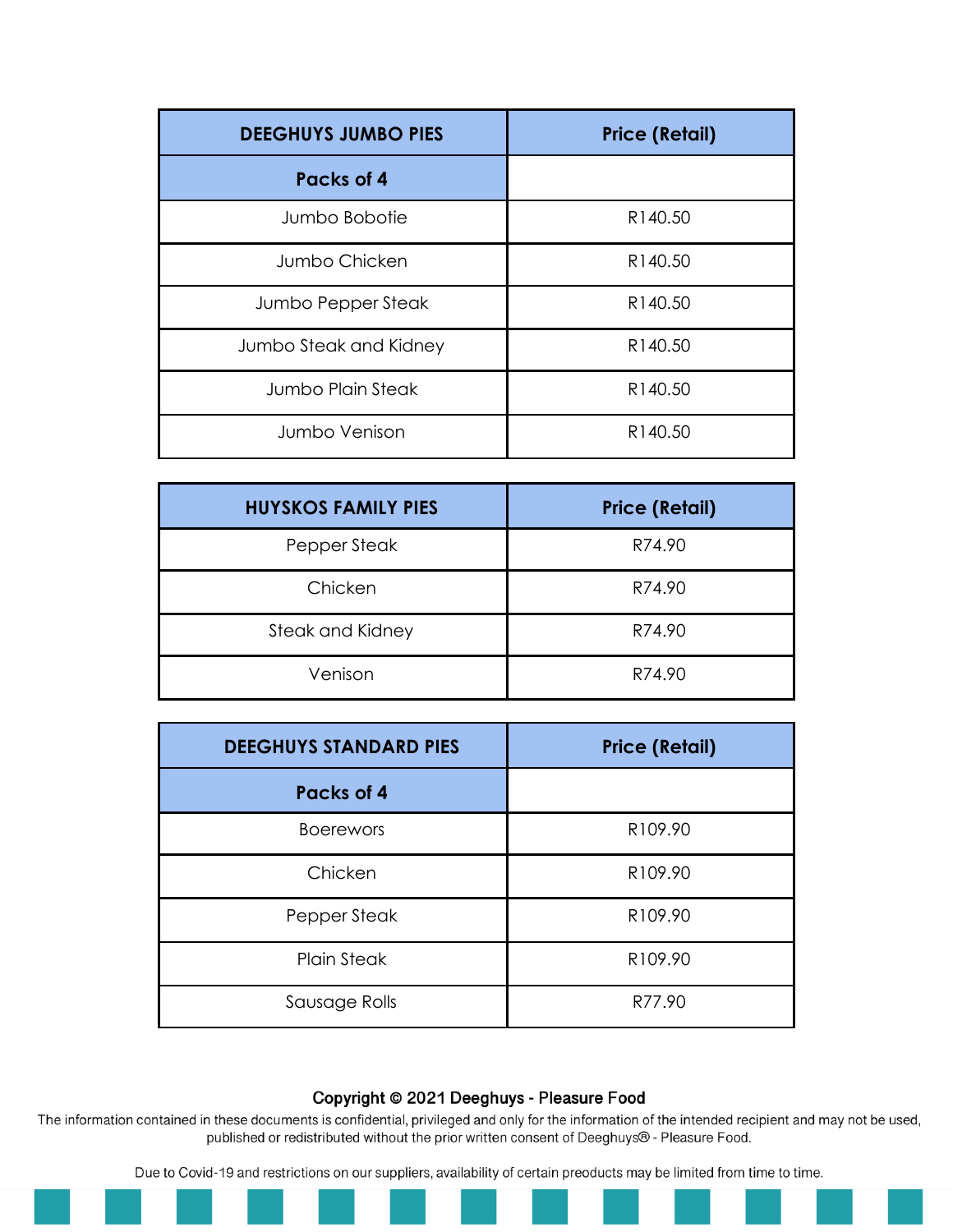| DEEGHUYS JUMBO PIES | Price (Retail) |
|---|---|
| **Packs of 4** | |
| Jumbo Bobotie | R140.50 |
| Jumbo Chicken | R140.50 |
| Jumbo Pepper Steak | R140.50 |
| Jumbo Steak and Kidney | R140.50 |
| Jumbo Plain Steak | R140.50 |
| Jumbo Venison | R140.50 |

| HUYSKOS FAMILY PIES | Price (Retail) |
|---|---|
| Pepper Steak | R74.90 |
| Chicken | R74.90 |
| Steak and Kidney | R74.90 |
| Venison | R74.90 |

| DEEGHUYS STANDARD PIES | Price (Retail) |
|---|---|
| **Packs of 4** | |
| Boerewors | R109.90 |
| Chicken | R109.90 |
| Pepper Steak | R109.90 |
| Plain Steak | R109.90 |
| Sausage Rolls | R77.90 |

**Copyright © 2021 Deeghuys - Pleasure Food**

The information contained in these documents is confidential, privileged and only for the information of the intended recipient and may not be used, published or redistributed without the prior written consent of Deeghuys® - Pleasure Food.

Due to Covid-19 and restrictions on our suppliers, availability of certain preoducts may be limited from time to time.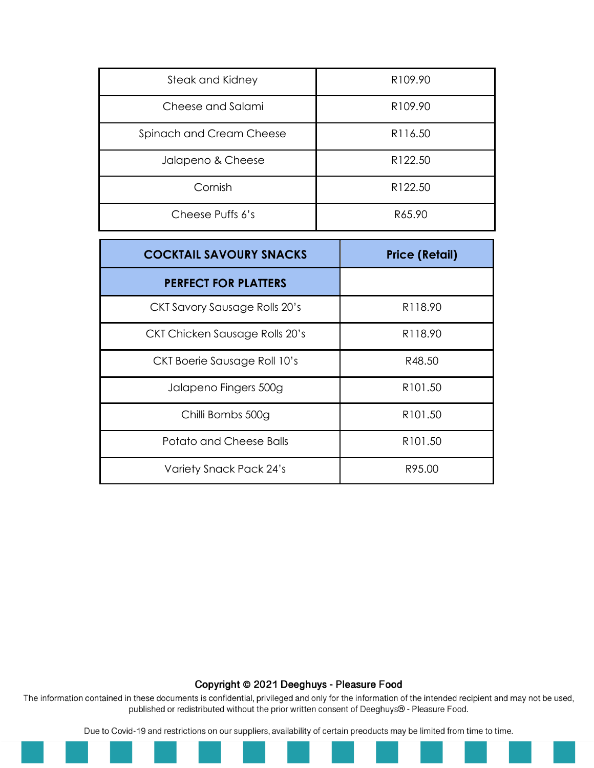| Steak and Kidney | R109.90 |
|---|---|
| Cheese and Salami | R109.90 |
| Spinach and Cream Cheese | R116.50 |
| Jalapeno & Cheese | R122.50 |
| Cornish | R122.50 |
| Cheese Puffs 6's | R65.90 |

| **COCKTAIL SAVOURY SNACKS** | **Price (Retail)** |
|---|---|
| **PERFECT FOR PLATTERS** | |
| CKT Savory Sausage Rolls 20's | R118.90 |
| CKT Chicken Sausage Rolls 20's | R118.90 |
| CKT Boerie Sausage Roll 10's | R48.50 |
| Jalapeno Fingers 500g | R101.50 |
| Chilli Bombs 500g | R101.50 |
| Potato and Cheese Balls | R101.50 |
| Variety Snack Pack 24's | R95.00 |

**Copyright © 2021 Deeghuys - Pleasure Food**

The information contained in these documents is confidential, privileged and only for the information of the intended recipient and may not be used, published or redistributed without the prior written consent of Deeghuys® - Pleasure Food.

Due to Covid-19 and restrictions on our suppliers, availability of certain preoducts may be limited from time to time.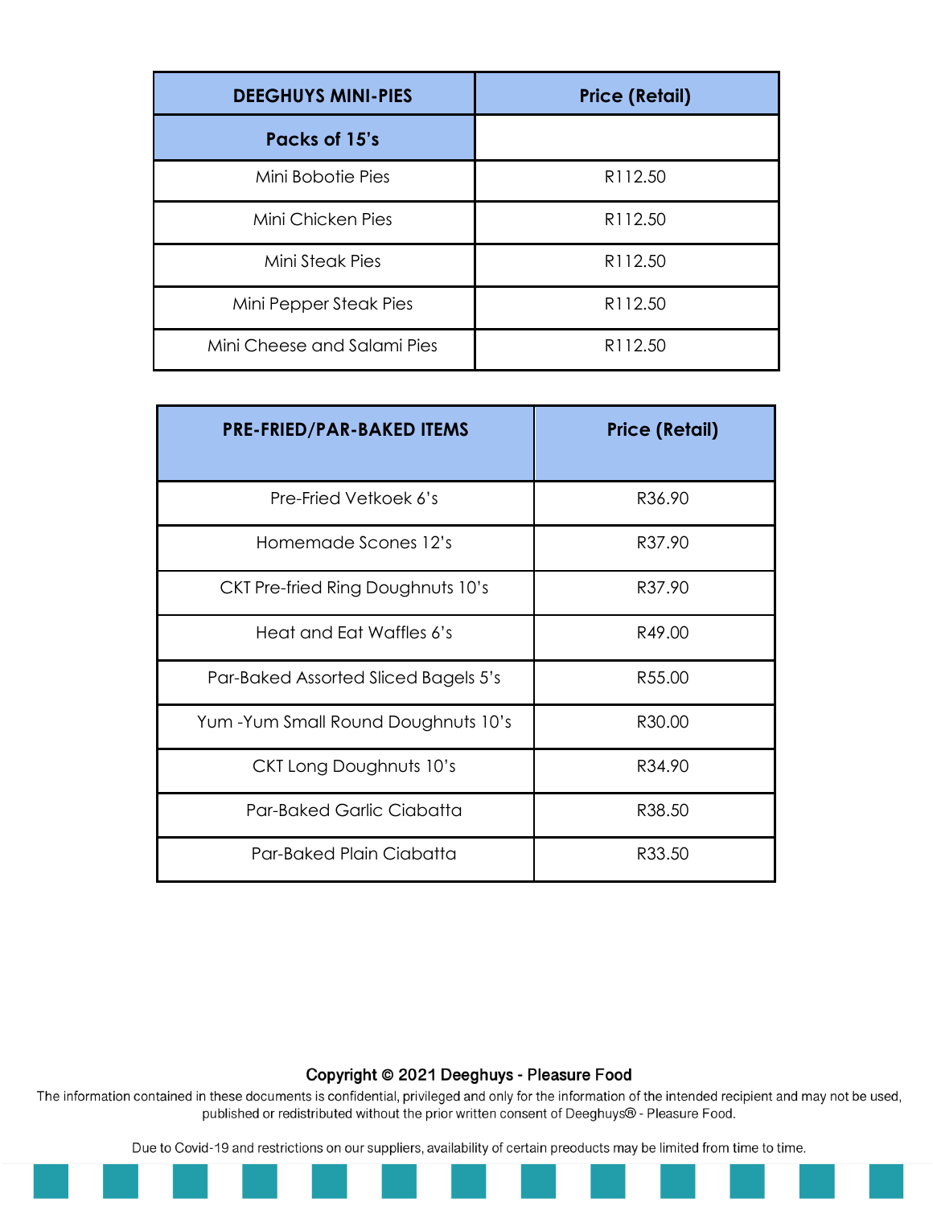| DEEGHUYS MINI-PIES | Price (Retail) |
|---|---|
| **Packs of 15's** | |
| Mini Bobotie Pies | R112.50 |
| Mini Chicken Pies | R112.50 |
| Mini Steak Pies | R112.50 |
| Mini Pepper Steak Pies | R112.50 |
| Mini Cheese and Salami Pies | R112.50 |

| PRE-FRIED/PAR-BAKED ITEMS | Price (Retail) |
|---|---|
| Pre-Fried Vetkoek 6's | R36.90 |
| Homemade Scones 12's | R37.90 |
| CKT Pre-fried Ring Doughnuts 10's | R37.90 |
| Heat and Eat Waffles 6's | R49.00 |
| Par-Baked Assorted Sliced Bagels 5's | R55.00 |
| Yum -Yum Small Round Doughnuts 10's | R30.00 |
| CKT Long Doughnuts 10's | R34.90 |
| Par-Baked Garlic Ciabatta | R38.50 |
| Par-Baked Plain Ciabatta | R33.50 |

**Copyright © 2021 Deeghuys - Pleasure Food**

The information contained in these documents is confidential, privileged and only for the information of the intended recipient and may not be used, published or redistributed without the prior written consent of Deeghuys® - Pleasure Food.

Due to Covid-19 and restrictions on our suppliers, availability of certain preeducts may be limited from time to time.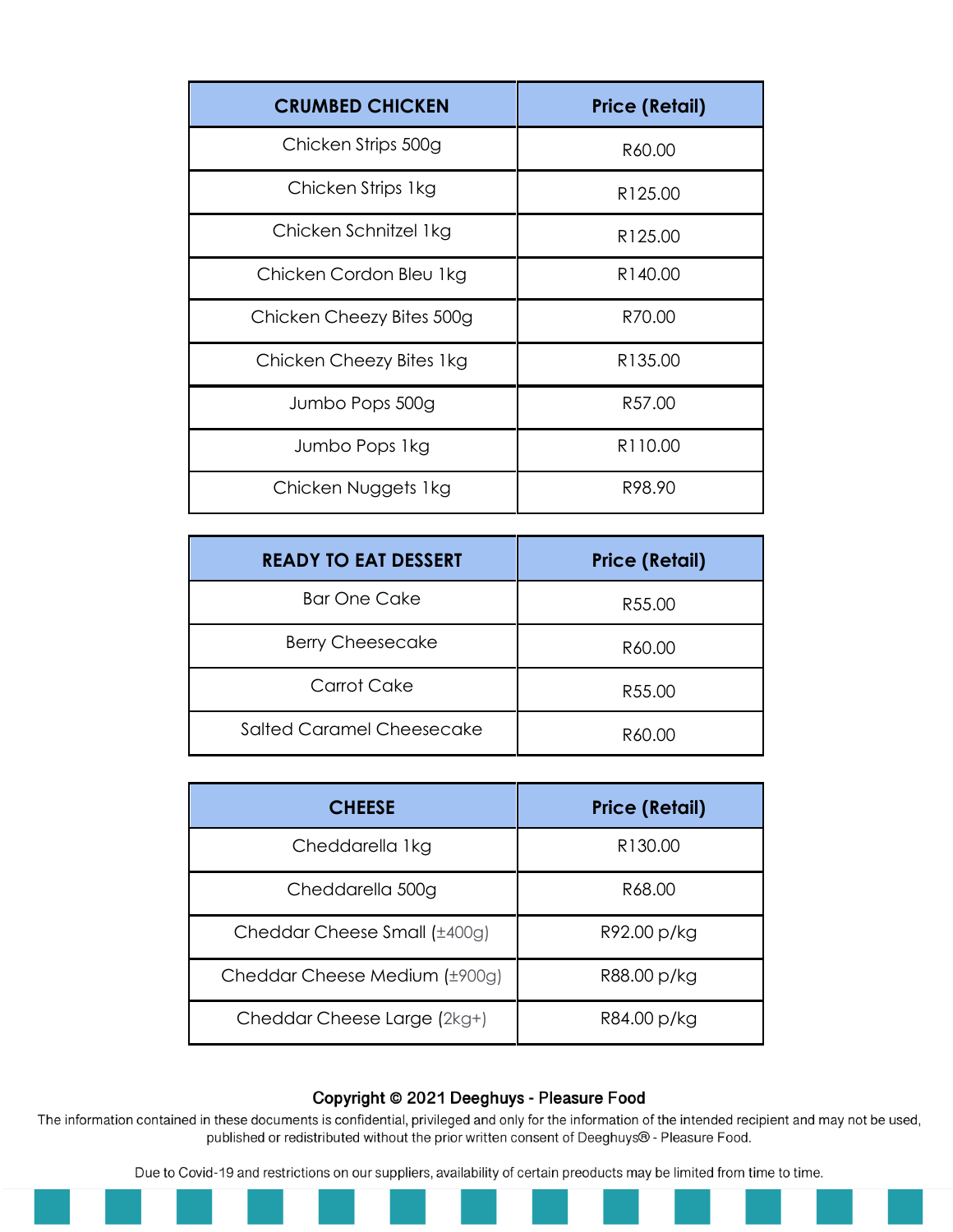| CRUMBED CHICKEN | Price (Retail) |
|---|---|
| Chicken Strips 500g | R60.00 |
| Chicken Strips 1kg | R125.00 |
| Chicken Schnitzel 1kg | R125.00 |
| Chicken Cordon Bleu 1kg | R140.00 |
| Chicken Cheezy Bites 500g | R70.00 |
| Chicken Cheezy Bites 1kg | R135.00 |
| Jumbo Pops 500g | R57.00 |
| Jumbo Pops 1kg | R110.00 |
| Chicken Nuggets 1kg | R98.90 |

| READY TO EAT DESSERT | Price (Retail) |
|---|---|
| Bar One Cake | R55.00 |
| Berry Cheesecake | R60.00 |
| Carrot Cake | R55.00 |
| Salted Caramel Cheesecake | R60.00 |

| CHEESE | Price (Retail) |
|---|---|
| Cheddarella 1kg | R130.00 |
| Cheddarella 500g | R68.00 |
| Cheddar Cheese Small (±400g) | R92.00 p/kg |
| Cheddar Cheese Medium (±900g) | R88.00 p/kg |
| Cheddar Cheese Large (2kg+) | R84.00 p/kg |

**Copyright © 2021 Deeghuys - Pleasure Food**

The information contained in these documents is confidential, privileged and only for the information of the intended recipient and may not be used, published or redistributed without the prior written consent of Deeghuys® - Pleasure Food.

Due to Covid-19 and restrictions on our suppliers, availability of certain preoducts may be limited from time to time.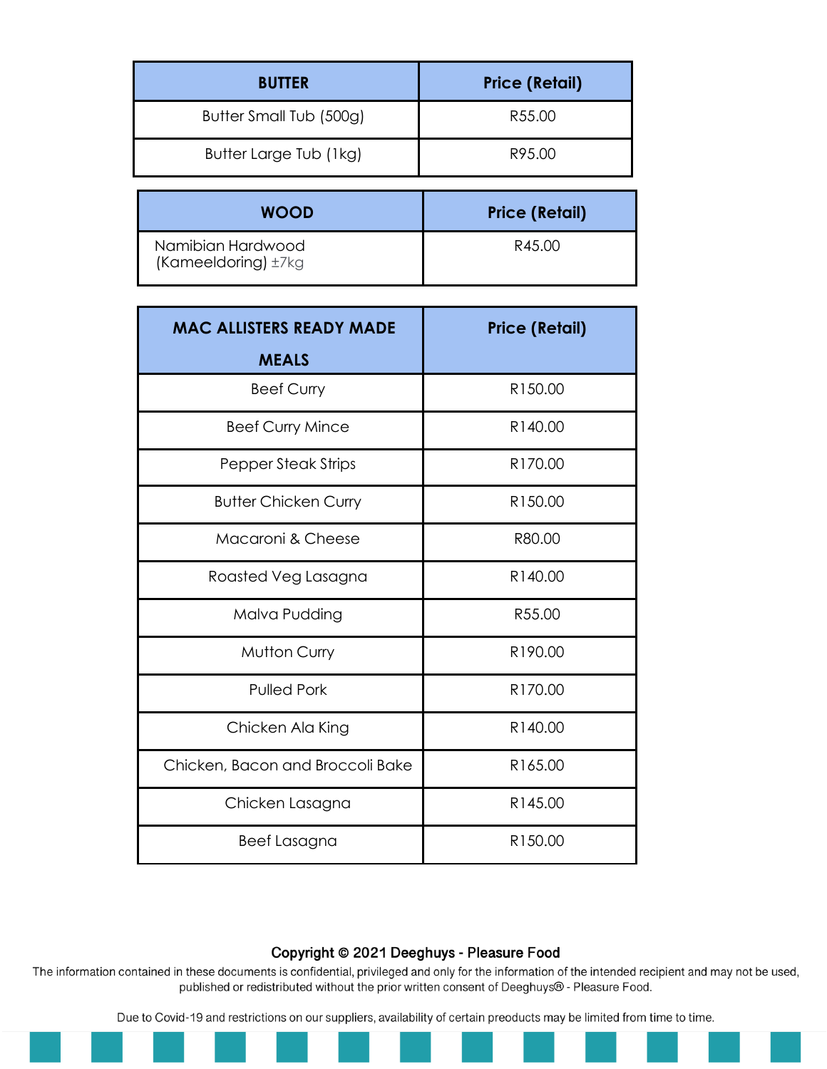| BUTTER | Price (Retail) |
| --- | --- |
| Butter Small Tub (500g) | R55.00 |
| Butter Large Tub (1kg) | R95.00 |

| WOOD | Price (Retail) |
| --- | --- |
| Namibian Hardwood (Kameeldoring) ±7kg | R45.00 |

| MAC ALLISTERS READY MADE MEALS | Price (Retail) |
| --- | --- |
| Beef Curry | R150.00 |
| Beef Curry Mince | R140.00 |
| Pepper Steak Strips | R170.00 |
| Butter Chicken Curry | R150.00 |
| Macaroni & Cheese | R80.00 |
| Roasted Veg Lasagna | R140.00 |
| Malva Pudding | R55.00 |
| Mutton Curry | R190.00 |
| Pulled Pork | R170.00 |
| Chicken Ala King | R140.00 |
| Chicken, Bacon and Broccoli Bake | R165.00 |
| Chicken Lasagna | R145.00 |
| Beef Lasagna | R150.00 |

**Copyright © 2021 Deeghuys - Pleasure Food**

The information contained in these documents is confidential, privileged and only for the information of the intended recipient and may not be used, published or redistributed without the prior written consent of Deeghuys® - Pleasure Food.

Due to Covid-19 and restrictions on our suppliers, availability of certain preoducts may be limited from time to time.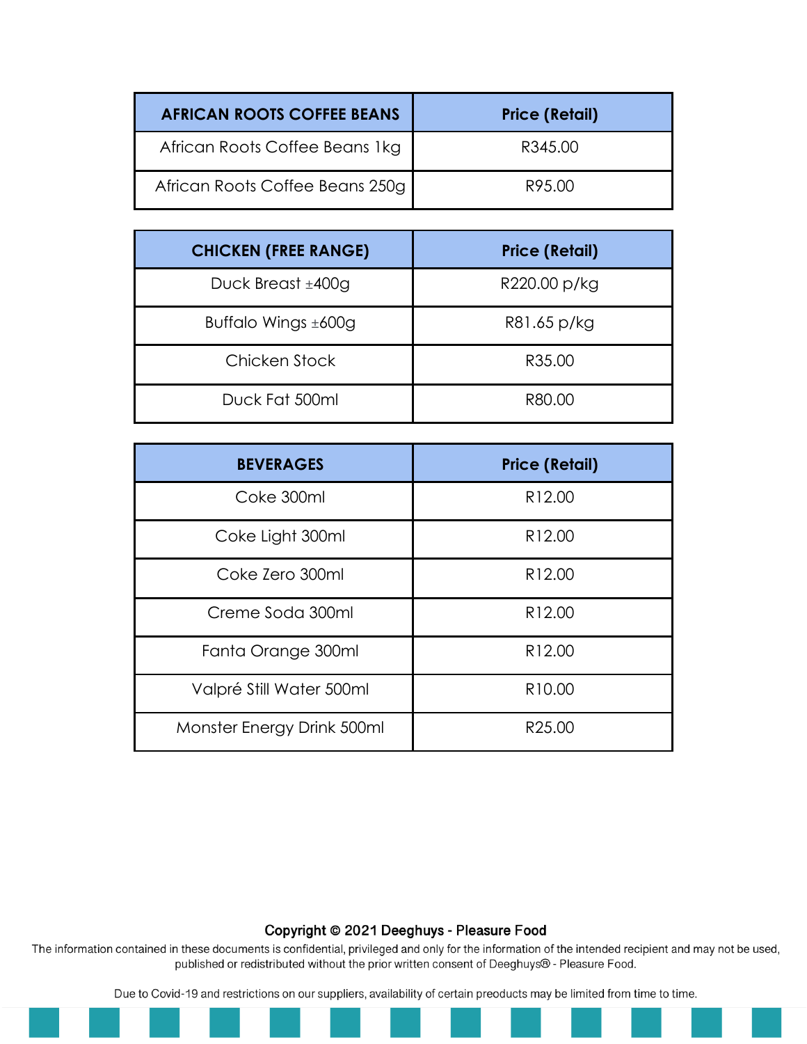| AFRICAN ROOTS COFFEE BEANS | Price (Retail) |
|---|---|
| African Roots Coffee Beans 1kg | R345.00 |
| African Roots Coffee Beans 250g | R95.00 |

| CHICKEN (FREE RANGE) | Price (Retail) |
|---|---|
| Duck Breast ±400g | R220.00 p/kg |
| Buffalo Wings ±600g | R81.65 p/kg |
| Chicken Stock | R35.00 |
| Duck Fat 500ml | R80.00 |

| BEVERAGES | Price (Retail) |
|---|---|
| Coke 300ml | R12.00 |
| Coke Light 300ml | R12.00 |
| Coke Zero 300ml | R12.00 |
| Creme Soda 300ml | R12.00 |
| Fanta Orange 300ml | R12.00 |
| Valpré Still Water 500ml | R10.00 |
| Monster Energy Drink 500ml | R25.00 |

**Copyright © 2021 Deeghuys - Pleasure Food**

The information contained in these documents is confidential, privileged and only for the information of the intended recipient and may not be used, published or redistributed without the prior written consent of Deeghuys® - Pleasure Food.

Due to Covid-19 and restrictions on our suppliers, availability of certain preoducts may be limited from time to time.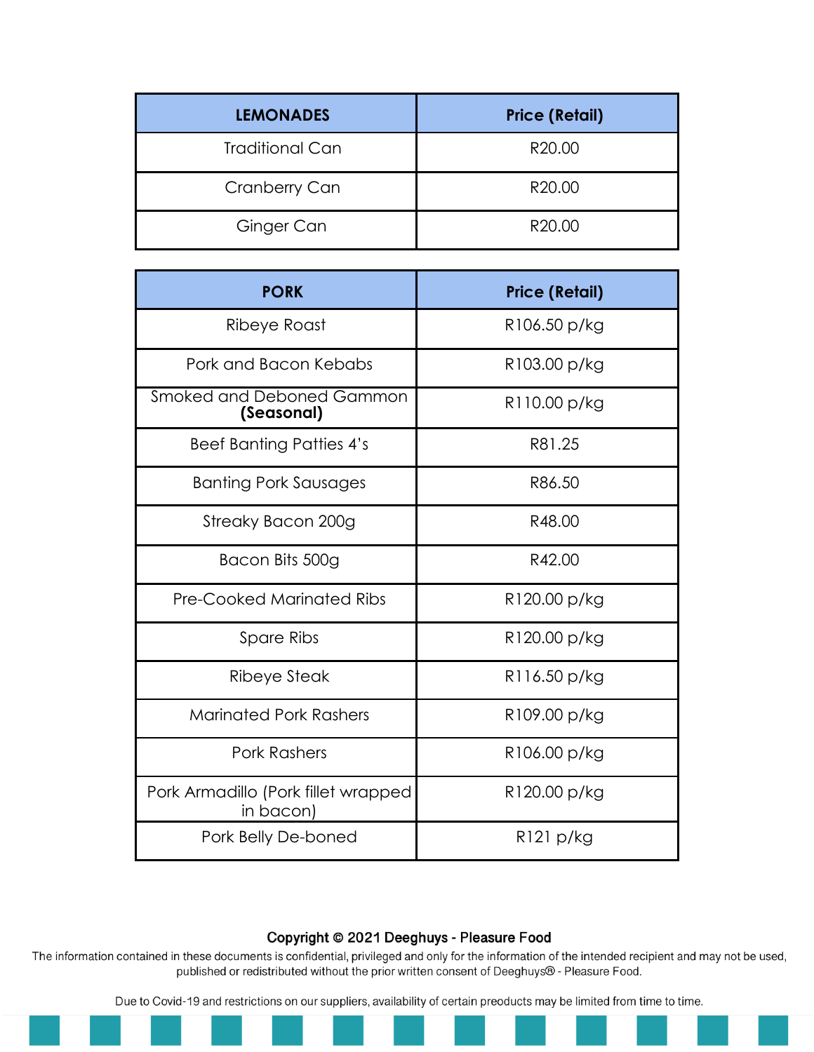| LEMONADES | Price (Retail) |
|---|---|
| Traditional Can | R20.00 |
| Cranberry Can | R20.00 |
| Ginger Can | R20.00 |

| PORK | Price (Retail) |
|---|---|
| Ribeye Roast | R106.50 p/kg |
| Pork and Bacon Kebabs | R103.00 p/kg |
| Smoked and Deboned Gammon **(Seasonal)** | R110.00 p/kg |
| Beef Banting Patties 4's | R81.25 |
| Banting Pork Sausages | R86.50 |
| Streaky Bacon 200g | R48.00 |
| Bacon Bits 500g | R42.00 |
| Pre-Cooked Marinated Ribs | R120.00 p/kg |
| Spare Ribs | R120.00 p/kg |
| Ribeye Steak | R116.50 p/kg |
| Marinated Pork Rashers | R109.00 p/kg |
| Pork Rashers | R106.00 p/kg |
| Pork Armadillo (Pork fillet wrapped in bacon) | R120.00 p/kg |
| Pork Belly De-boned | R121 p/kg |

**Copyright © 2021 Deeghuys - Pleasure Food**

The information contained in these documents is confidential, privileged and only for the information of the intended recipient and may not be used, published or redistributed without the prior written consent of Deeghuys® - Pleasure Food.

Due to Covid-19 and restrictions on our suppliers, availability of certain preoducts may be limited from time to time.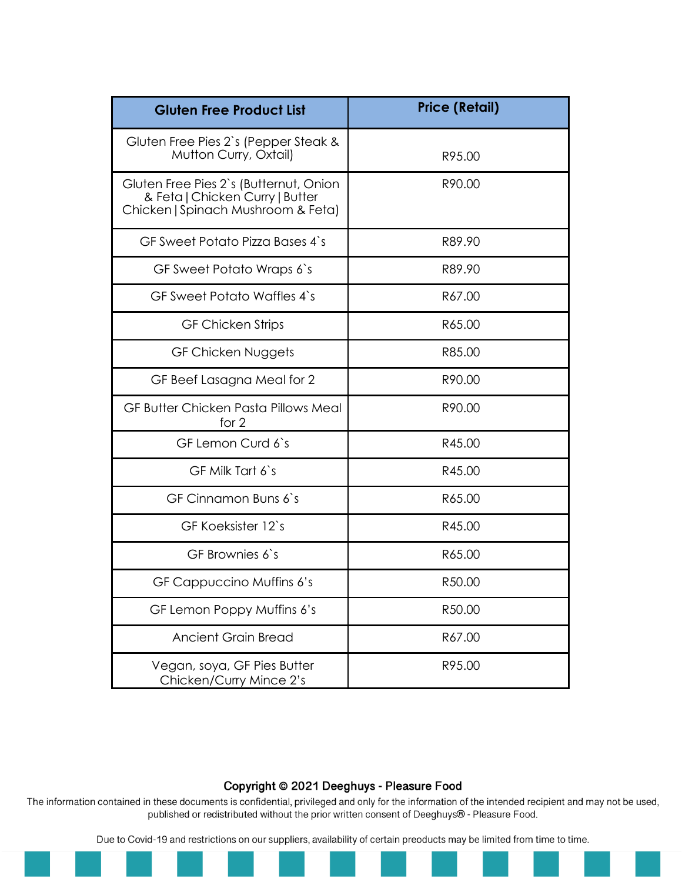| Gluten Free Product List | Price (Retail) |
| --- | --- |
| Gluten Free Pies 2`s (Pepper Steak & Mutton Curry, Oxtail) | R95.00 |
| Gluten Free Pies 2`s (Butternut, Onion & Feta \| Chicken Curry \| Butter Chicken \| Spinach Mushroom & Feta) | R90.00 |
| GF Sweet Potato Pizza Bases 4`s | R89.90 |
| GF Sweet Potato Wraps 6`s | R89.90 |
| GF Sweet Potato Waffles 4`s | R67.00 |
| GF Chicken Strips | R65.00 |
| GF Chicken Nuggets | R85.00 |
| GF Beef Lasagna Meal for 2 | R90.00 |
| GF Butter Chicken Pasta Pillows Meal for 2 | R90.00 |
| GF Lemon Curd 6`s | R45.00 |
| GF Milk Tart 6`s | R45.00 |
| GF Cinnamon Buns 6`s | R65.00 |
| GF Koeksister 12`s | R45.00 |
| GF Brownies 6`s | R65.00 |
| GF Cappuccino Muffins 6's | R50.00 |
| GF Lemon Poppy Muffins 6's | R50.00 |
| Ancient Grain Bread | R67.00 |
| Vegan, soya, GF Pies Butter Chicken/Curry Mince 2's | R95.00 |

**Copyright © 2021 Deeghuys - Pleasure Food**

The information contained in these documents is confidential, privileged and only for the information of the intended recipient and may not be used, published or redistributed without the prior written consent of Deeghuys® - Pleasure Food.

Due to Covid-19 and restrictions on our suppliers, availability of certain preoducts may be limited from time to time.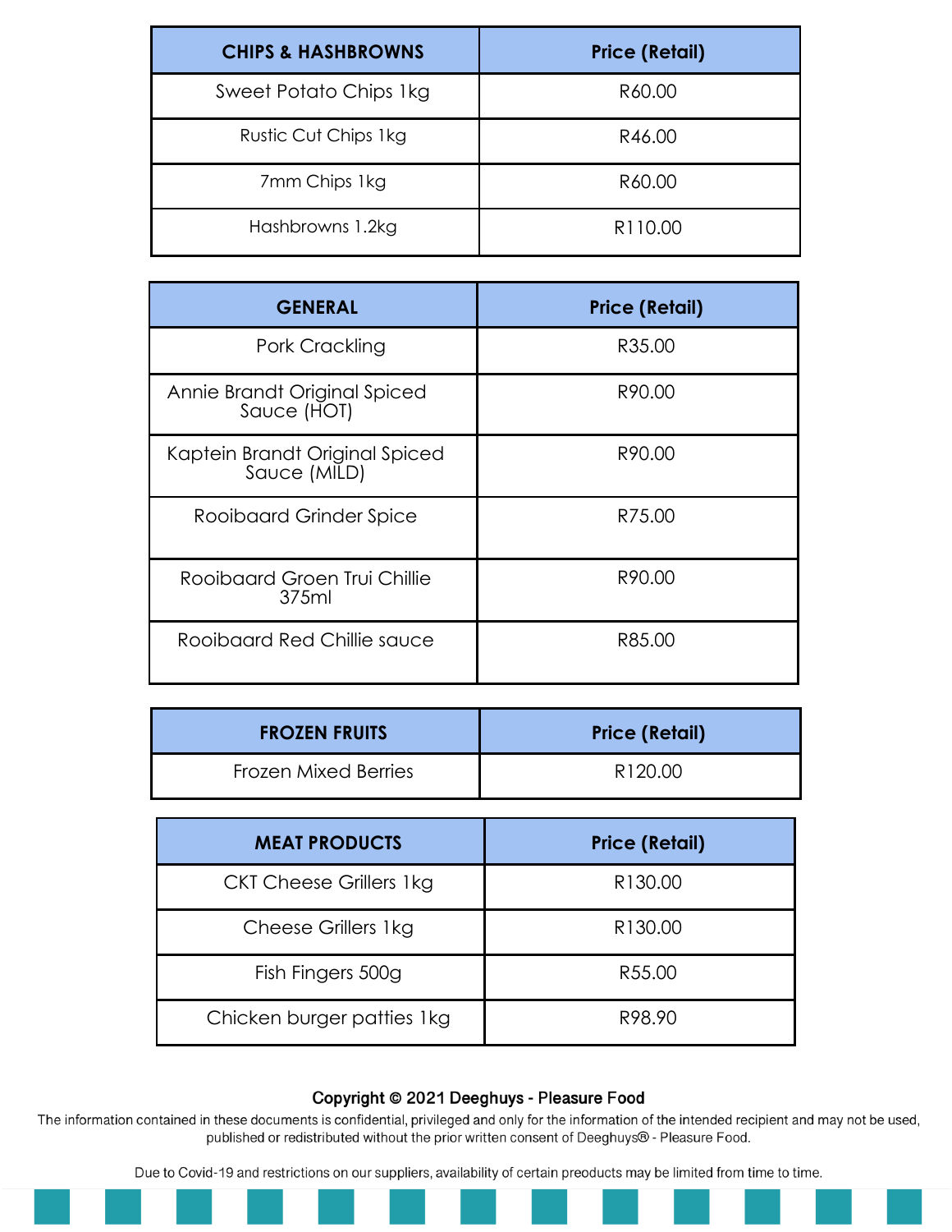| CHIPS & HASHBROWNS | Price (Retail) |
|---|---|
| Sweet Potato Chips 1kg | R60.00 |
| Rustic Cut Chips 1kg | R46.00 |
| 7mm Chips 1kg | R60.00 |
| Hashbrowns 1.2kg | R110.00 |

| GENERAL | Price (Retail) |
|---|---|
| Pork Crackling | R35.00 |
| Annie Brandt Original Spiced Sauce (HOT) | R90.00 |
| Kaptein Brandt Original Spiced Sauce (MILD) | R90.00 |
| Rooibaard Grinder Spice | R75.00 |
| Rooibaard Groen Trui Chillie 375ml | R90.00 |
| Rooibaard Red Chillie sauce | R85.00 |

| FROZEN FRUITS | Price (Retail) |
|---|---|
| Frozen Mixed Berries | R120.00 |

| MEAT PRODUCTS | Price (Retail) |
|---|---|
| CKT Cheese Grillers 1kg | R130.00 |
| Cheese Grillers 1kg | R130.00 |
| Fish Fingers 500g | R55.00 |
| Chicken burger patties 1kg | R98.90 |

**Copyright © 2021 Deeghuys - Pleasure Food**

The information contained in these documents is confidential, privileged and only for the information of the intended recipient and may not be used, published or redistributed without the prior written consent of Deeghuys® - Pleasure Food.

Due to Covid-19 and restrictions on our suppliers, availability of certain preoducts may be limited from time to time.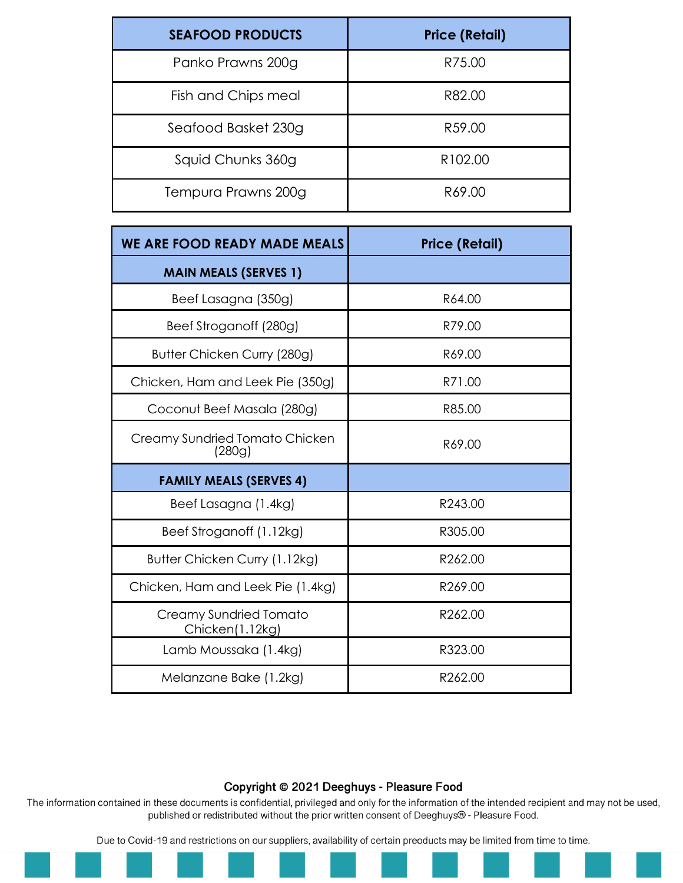| SEAFOOD PRODUCTS | Price (Retail) |
|---|---|
| Panko Prawns 200g | R75.00 |
| Fish and Chips meal | R82.00 |
| Seafood Basket 230g | R59.00 |
| Squid Chunks 360g | R102.00 |
| Tempura Prawns 200g | R69.00 |

| WE ARE FOOD READY MADE MEALS | Price (Retail) |
|---|---|
| **MAIN MEALS (SERVES 1)** | |
| Beef Lasagna (350g) | R64.00 |
| Beef Stroganoff (280g) | R79.00 |
| Butter Chicken Curry (280g) | R69.00 |
| Chicken, Ham and Leek Pie (350g) | R71.00 |
| Coconut Beef Masala (280g) | R85.00 |
| Creamy Sundried Tomato Chicken (280g) | R69.00 |
| **FAMILY MEALS (SERVES 4)** | |
| Beef Lasagna (1.4kg) | R243.00 |
| Beef Stroganoff (1.12kg) | R305.00 |
| Butter Chicken Curry (1.12kg) | R262.00 |
| Chicken, Ham and Leek Pie (1.4kg) | R269.00 |
| Creamy Sundried Tomato Chicken(1.12kg) | R262.00 |
| Lamb Moussaka (1.4kg) | R323.00 |
| Melanzane Bake (1.2kg) | R262.00 |

**Copyright © 2021 Deeghuys - Pleasure Food**

The information contained in these documents is confidential, privileged and only for the information of the intended recipient and may not be used, published or redistributed without the prior written consent of Deeghuys® - Pleasure Food.

Due to Covid-19 and restrictions on our suppliers, availability of certain preoducts may be limited from time to time.